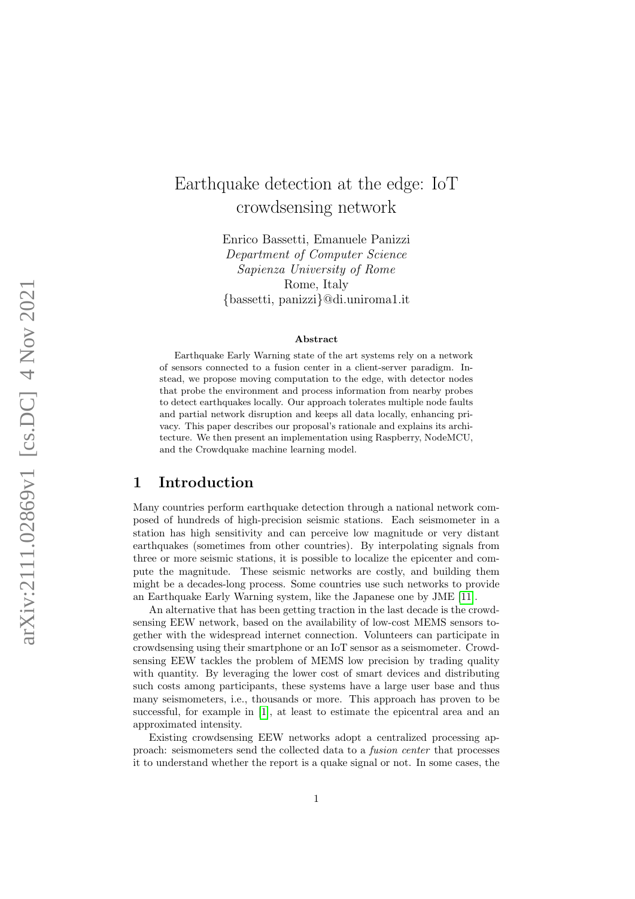# Earthquake detection at the edge: IoT crowdsensing network

Enrico Bassetti, Emanuele Panizzi
*Department of Computer Science*
*Sapienza University of Rome*
Rome, Italy
{bassetti, panizzi}@di.uniroma1.it

**Abstract**

Earthquake Early Warning state of the art systems rely on a network of sensors connected to a fusion center in a client-server paradigm. Instead, we propose moving computation to the edge, with detector nodes that probe the environment and process information from nearby probes to detect earthquakes locally. Our approach tolerates multiple node faults and partial network disruption and keeps all data locally, enhancing privacy. This paper describes our proposal's rationale and explains its architecture. We then present an implementation using Raspberry, NodeMCU, and the Crowdquake machine learning model.

## 1 Introduction

Many countries perform earthquake detection through a national network composed of hundreds of high-precision seismic stations. Each seismometer in a station has high sensitivity and can perceive low magnitude or very distant earthquakes (sometimes from other countries). By interpolating signals from three or more seismic stations, it is possible to localize the epicenter and compute the magnitude. These seismic networks are costly, and building them might be a decades-long process. Some countries use such networks to provide an Earthquake Early Warning system, like the Japanese one by JME [11].

An alternative that has been getting traction in the last decade is the crowdsensing EEW network, based on the availability of low-cost MEMS sensors together with the widespread internet connection. Volunteers can participate in crowdsensing using their smartphone or an IoT sensor as a seismometer. Crowdsensing EEW tackles the problem of MEMS low precision by trading quality with quantity. By leveraging the lower cost of smart devices and distributing such costs among participants, these systems have a large user base and thus many seismometers, i.e., thousands or more. This approach has proven to be successful, for example in [1], at least to estimate the epicentral area and an approximated intensity.

Existing crowdsensing EEW networks adopt a centralized processing approach: seismometers send the collected data to a *fusion center* that processes it to understand whether the report is a quake signal or not. In some cases, the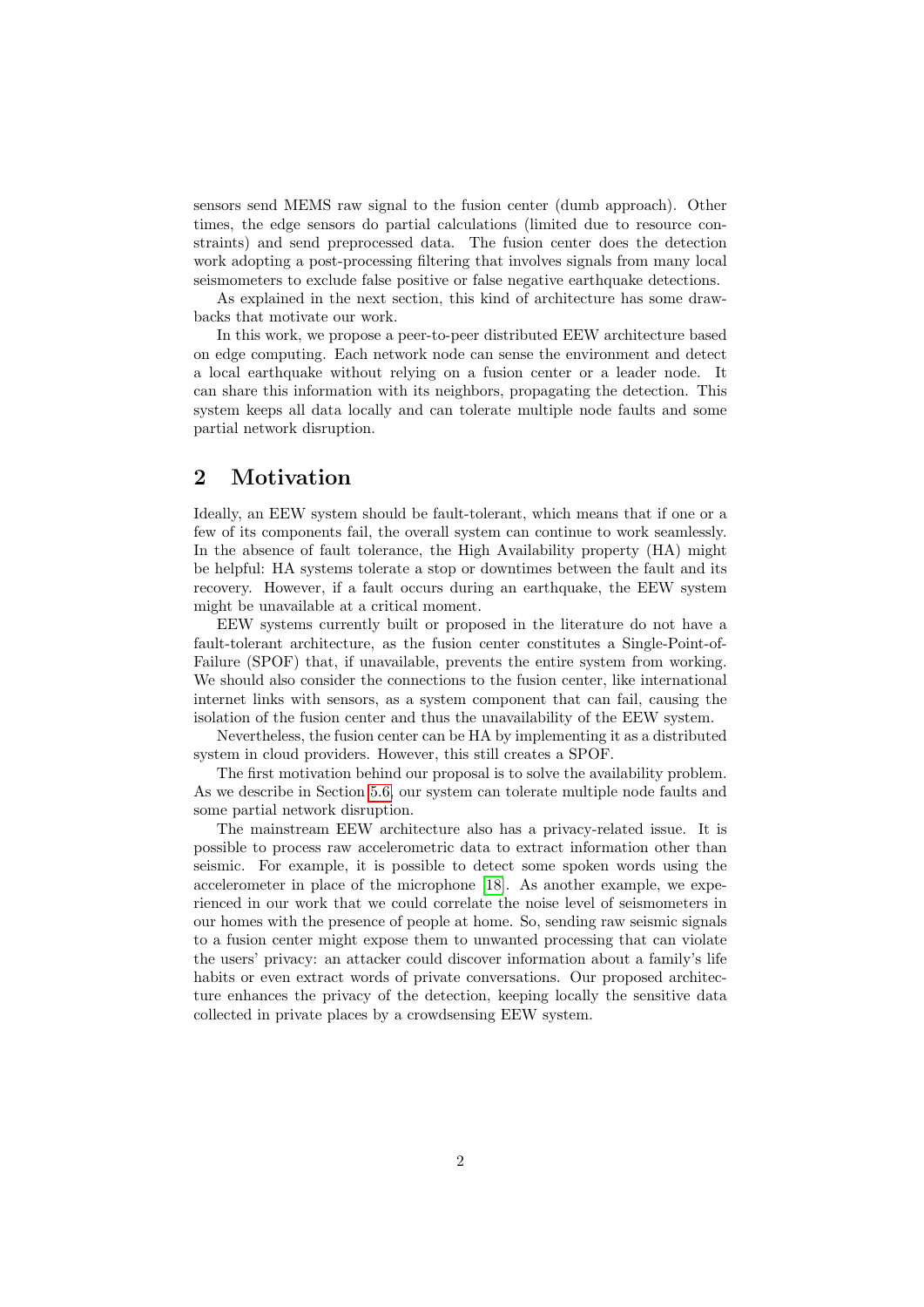sensors send MEMS raw signal to the fusion center (dumb approach). Other times, the edge sensors do partial calculations (limited due to resource constraints) and send preprocessed data. The fusion center does the detection work adopting a post-processing filtering that involves signals from many local seismometers to exclude false positive or false negative earthquake detections.

As explained in the next section, this kind of architecture has some drawbacks that motivate our work.

In this work, we propose a peer-to-peer distributed EEW architecture based on edge computing. Each network node can sense the environment and detect a local earthquake without relying on a fusion center or a leader node. It can share this information with its neighbors, propagating the detection. This system keeps all data locally and can tolerate multiple node faults and some partial network disruption.

## 2 Motivation

Ideally, an EEW system should be fault-tolerant, which means that if one or a few of its components fail, the overall system can continue to work seamlessly. In the absence of fault tolerance, the High Availability property (HA) might be helpful: HA systems tolerate a stop or downtimes between the fault and its recovery. However, if a fault occurs during an earthquake, the EEW system might be unavailable at a critical moment.

EEW systems currently built or proposed in the literature do not have a fault-tolerant architecture, as the fusion center constitutes a Single-Point-of-Failure (SPOF) that, if unavailable, prevents the entire system from working. We should also consider the connections to the fusion center, like international internet links with sensors, as a system component that can fail, causing the isolation of the fusion center and thus the unavailability of the EEW system.

Nevertheless, the fusion center can be HA by implementing it as a distributed system in cloud providers. However, this still creates a SPOF.

The first motivation behind our proposal is to solve the availability problem. As we describe in Section 5.6, our system can tolerate multiple node faults and some partial network disruption.

The mainstream EEW architecture also has a privacy-related issue. It is possible to process raw accelerometric data to extract information other than seismic. For example, it is possible to detect some spoken words using the accelerometer in place of the microphone [18]. As another example, we experienced in our work that we could correlate the noise level of seismometers in our homes with the presence of people at home. So, sending raw seismic signals to a fusion center might expose them to unwanted processing that can violate the users' privacy: an attacker could discover information about a family's life habits or even extract words of private conversations. Our proposed architecture enhances the privacy of the detection, keeping locally the sensitive data collected in private places by a crowdsensing EEW system.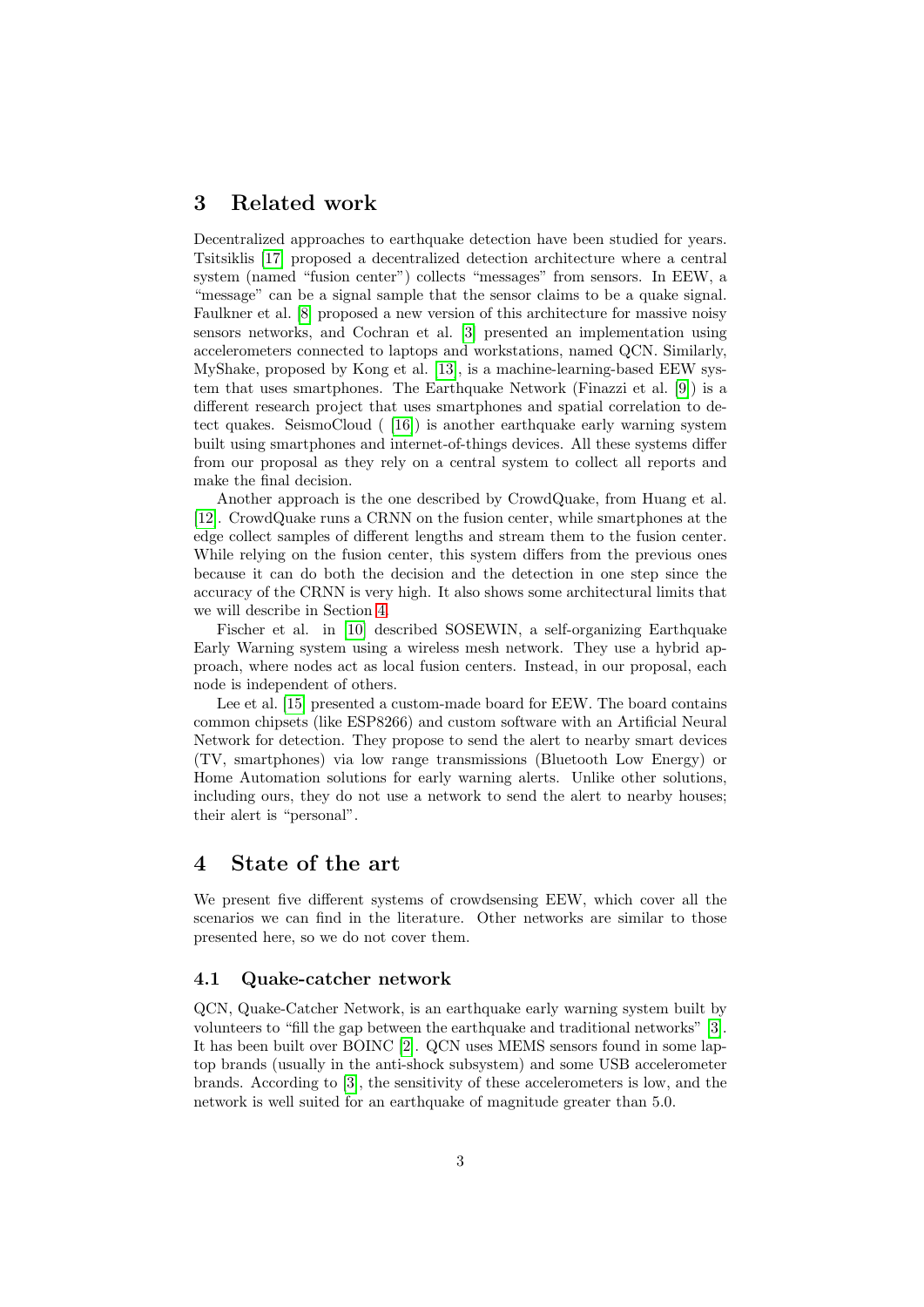## 3 Related work

Decentralized approaches to earthquake detection have been studied for years. Tsitsiklis [17] proposed a decentralized detection architecture where a central system (named "fusion center") collects "messages" from sensors. In EEW, a "message" can be a signal sample that the sensor claims to be a quake signal. Faulkner et al. [8] proposed a new version of this architecture for massive noisy sensors networks, and Cochran et al. [3] presented an implementation using accelerometers connected to laptops and workstations, named QCN. Similarly, MyShake, proposed by Kong et al. [13], is a machine-learning-based EEW system that uses smartphones. The Earthquake Network (Finazzi et al. [9]) is a different research project that uses smartphones and spatial correlation to detect quakes. SeismoCloud ( [16]) is another earthquake early warning system built using smartphones and internet-of-things devices. All these systems differ from our proposal as they rely on a central system to collect all reports and make the final decision.

Another approach is the one described by CrowdQuake, from Huang et al. [12]. CrowdQuake runs a CRNN on the fusion center, while smartphones at the edge collect samples of different lengths and stream them to the fusion center. While relying on the fusion center, this system differs from the previous ones because it can do both the decision and the detection in one step since the accuracy of the CRNN is very high. It also shows some architectural limits that we will describe in Section 4.

Fischer et al. in [10] described SOSEWIN, a self-organizing Earthquake Early Warning system using a wireless mesh network. They use a hybrid approach, where nodes act as local fusion centers. Instead, in our proposal, each node is independent of others.

Lee et al. [15] presented a custom-made board for EEW. The board contains common chipsets (like ESP8266) and custom software with an Artificial Neural Network for detection. They propose to send the alert to nearby smart devices (TV, smartphones) via low range transmissions (Bluetooth Low Energy) or Home Automation solutions for early warning alerts. Unlike other solutions, including ours, they do not use a network to send the alert to nearby houses; their alert is "personal".

## 4 State of the art

We present five different systems of crowdsensing EEW, which cover all the scenarios we can find in the literature. Other networks are similar to those presented here, so we do not cover them.

### 4.1 Quake-catcher network

QCN, Quake-Catcher Network, is an earthquake early warning system built by volunteers to "fill the gap between the earthquake and traditional networks" [3]. It has been built over BOINC [2]. QCN uses MEMS sensors found in some laptop brands (usually in the anti-shock subsystem) and some USB accelerometer brands. According to [3], the sensitivity of these accelerometers is low, and the network is well suited for an earthquake of magnitude greater than 5.0.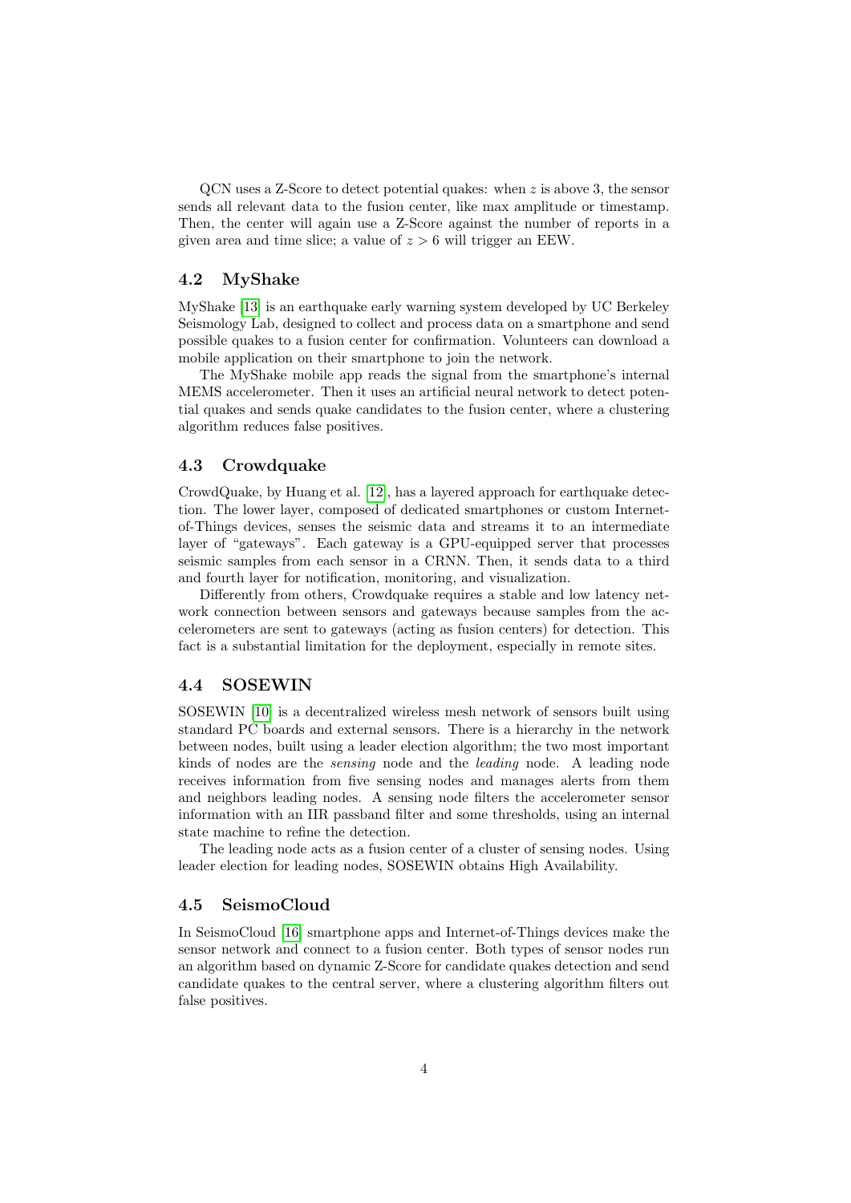QCN uses a Z-Score to detect potential quakes: when $z$ is above 3, the sensor sends all relevant data to the fusion center, like max amplitude or timestamp. Then, the center will again use a Z-Score against the number of reports in a given area and time slice; a value of $z > 6$ will trigger an EEW.

### 4.2 MyShake

MyShake [13] is an earthquake early warning system developed by UC Berkeley Seismology Lab, designed to collect and process data on a smartphone and send possible quakes to a fusion center for confirmation. Volunteers can download a mobile application on their smartphone to join the network.

The MyShake mobile app reads the signal from the smartphone's internal MEMS accelerometer. Then it uses an artificial neural network to detect potential quakes and sends quake candidates to the fusion center, where a clustering algorithm reduces false positives.

### 4.3 Crowdquake

CrowdQuake, by Huang et al. [12], has a layered approach for earthquake detection. The lower layer, composed of dedicated smartphones or custom Internet-of-Things devices, senses the seismic data and streams it to an intermediate layer of "gateways". Each gateway is a GPU-equipped server that processes seismic samples from each sensor in a CRNN. Then, it sends data to a third and fourth layer for notification, monitoring, and visualization.

Differently from others, Crowdquake requires a stable and low latency network connection between sensors and gateways because samples from the accelerometers are sent to gateways (acting as fusion centers) for detection. This fact is a substantial limitation for the deployment, especially in remote sites.

### 4.4 SOSEWIN

SOSEWIN [10] is a decentralized wireless mesh network of sensors built using standard PC boards and external sensors. There is a hierarchy in the network between nodes, built using a leader election algorithm; the two most important kinds of nodes are the *sensing* node and the *leading* node. A leading node receives information from five sensing nodes and manages alerts from them and neighbors leading nodes. A sensing node filters the accelerometer sensor information with an IIR passband filter and some thresholds, using an internal state machine to refine the detection.

The leading node acts as a fusion center of a cluster of sensing nodes. Using leader election for leading nodes, SOSEWIN obtains High Availability.

### 4.5 SeismoCloud

In SeismoCloud [16] smartphone apps and Internet-of-Things devices make the sensor network and connect to a fusion center. Both types of sensor nodes run an algorithm based on dynamic Z-Score for candidate quakes detection and send candidate quakes to the central server, where a clustering algorithm filters out false positives.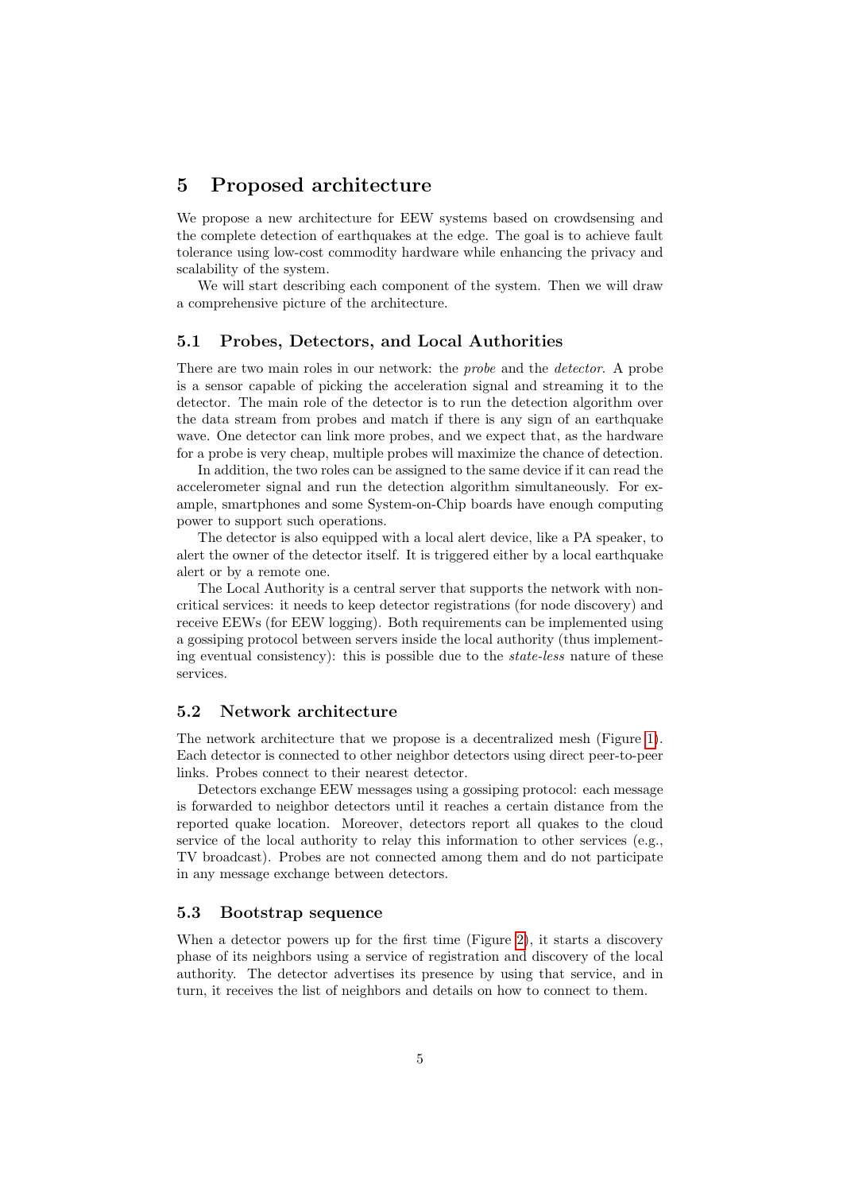# 5 Proposed architecture

We propose a new architecture for EEW systems based on crowdsensing and the complete detection of earthquakes at the edge. The goal is to achieve fault tolerance using low-cost commodity hardware while enhancing the privacy and scalability of the system.

We will start describing each component of the system. Then we will draw a comprehensive picture of the architecture.

## 5.1 Probes, Detectors, and Local Authorities

There are two main roles in our network: the *probe* and the *detector*. A probe is a sensor capable of picking the acceleration signal and streaming it to the detector. The main role of the detector is to run the detection algorithm over the data stream from probes and match if there is any sign of an earthquake wave. One detector can link more probes, and we expect that, as the hardware for a probe is very cheap, multiple probes will maximize the chance of detection.

In addition, the two roles can be assigned to the same device if it can read the accelerometer signal and run the detection algorithm simultaneously. For example, smartphones and some System-on-Chip boards have enough computing power to support such operations.

The detector is also equipped with a local alert device, like a PA speaker, to alert the owner of the detector itself. It is triggered either by a local earthquake alert or by a remote one.

The Local Authority is a central server that supports the network with non-critical services: it needs to keep detector registrations (for node discovery) and receive EEWs (for EEW logging). Both requirements can be implemented using a gossiping protocol between servers inside the local authority (thus implementing eventual consistency): this is possible due to the *state-less* nature of these services.

## 5.2 Network architecture

The network architecture that we propose is a decentralized mesh (Figure 1). Each detector is connected to other neighbor detectors using direct peer-to-peer links. Probes connect to their nearest detector.

Detectors exchange EEW messages using a gossiping protocol: each message is forwarded to neighbor detectors until it reaches a certain distance from the reported quake location. Moreover, detectors report all quakes to the cloud service of the local authority to relay this information to other services (e.g., TV broadcast). Probes are not connected among them and do not participate in any message exchange between detectors.

## 5.3 Bootstrap sequence

When a detector powers up for the first time (Figure 2), it starts a discovery phase of its neighbors using a service of registration and discovery of the local authority. The detector advertises its presence by using that service, and in turn, it receives the list of neighbors and details on how to connect to them.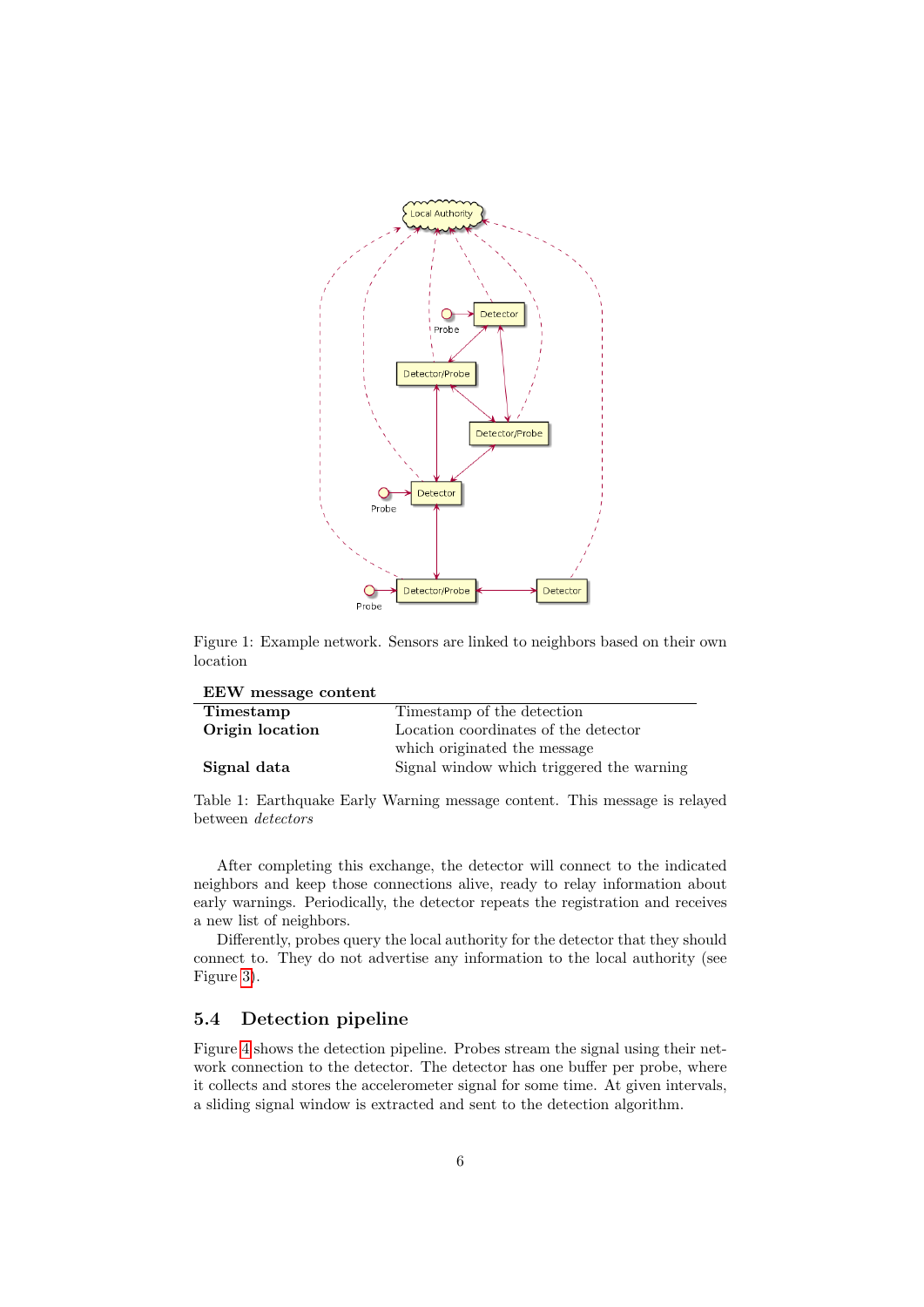Figure 1: Example network. Sensors are linked to neighbors based on their own location

| **EEW message content** | |
|---|---|
| **Timestamp** | Timestamp of the detection |
| **Origin location** | Location coordinates of the detector which originated the message |
| **Signal data** | Signal window which triggered the warning |

Table 1: Earthquake Early Warning message content. This message is relayed between *detectors*

After completing this exchange, the detector will connect to the indicated neighbors and keep those connections alive, ready to relay information about early warnings. Periodically, the detector repeats the registration and receives a new list of neighbors.

Differently, probes query the local authority for the detector that they should connect to. They do not advertise any information to the local authority (see Figure 3).

### 5.4 Detection pipeline

Figure 4 shows the detection pipeline. Probes stream the signal using their network connection to the detector. The detector has one buffer per probe, where it collects and stores the accelerometer signal for some time. At given intervals, a sliding signal window is extracted and sent to the detection algorithm.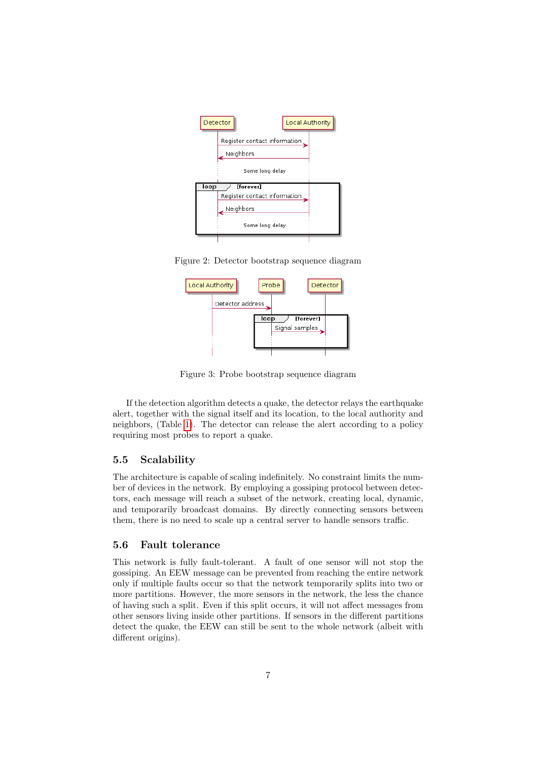Figure 2: Detector bootstrap sequence diagram

Figure 3: Probe bootstrap sequence diagram

If the detection algorithm detects a quake, the detector relays the earthquake alert, together with the signal itself and its location, to the local authority and neighbors, (Table 1). The detector can release the alert according to a policy requiring most probes to report a quake.

## 5.5 Scalability

The architecture is capable of scaling indefinitely. No constraint limits the number of devices in the network. By employing a gossiping protocol between detectors, each message will reach a subset of the network, creating local, dynamic, and temporarily broadcast domains. By directly connecting sensors between them, there is no need to scale up a central server to handle sensors traffic.

## 5.6 Fault tolerance

This network is fully fault-tolerant. A fault of one sensor will not stop the gossiping. An EEW message can be prevented from reaching the entire network only if multiple faults occur so that the network temporarily splits into two or more partitions. However, the more sensors in the network, the less the chance of having such a split. Even if this split occurs, it will not affect messages from other sensors living inside other partitions. If sensors in the different partitions detect the quake, the EEW can still be sent to the whole network (albeit with different origins).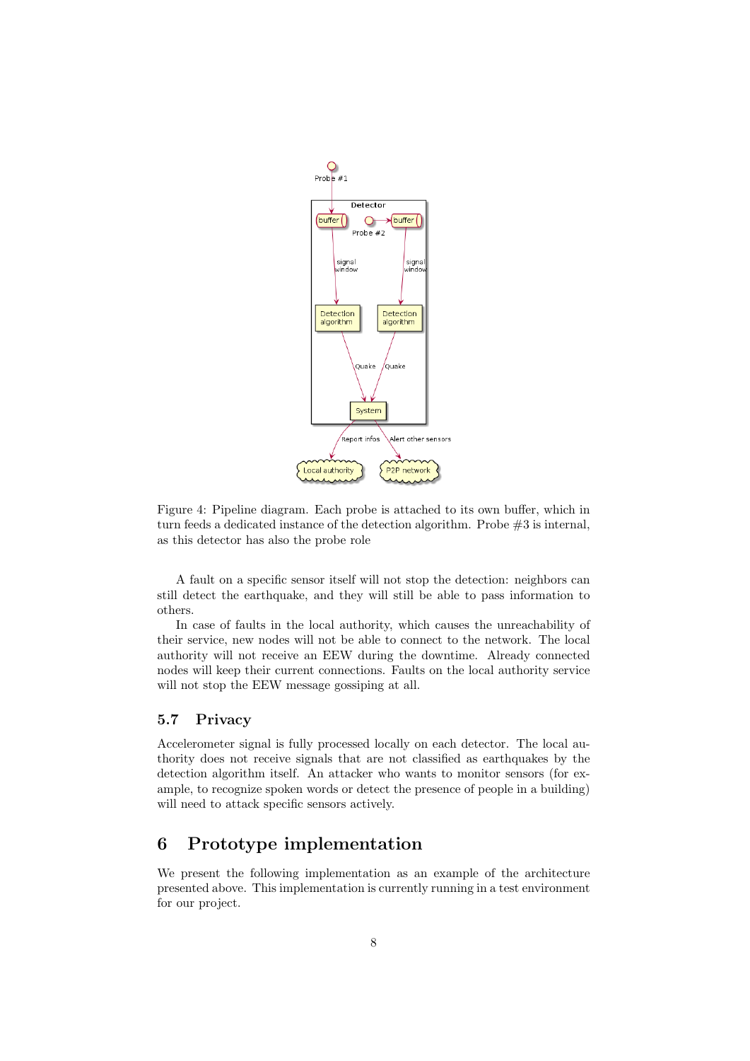Figure 4: Pipeline diagram. Each probe is attached to its own buffer, which in turn feeds a dedicated instance of the detection algorithm. Probe #3 is internal, as this detector has also the probe role

A fault on a specific sensor itself will not stop the detection: neighbors can still detect the earthquake, and they will still be able to pass information to others.

In case of faults in the local authority, which causes the unreachability of their service, new nodes will not be able to connect to the network. The local authority will not receive an EEW during the downtime. Already connected nodes will keep their current connections. Faults on the local authority service will not stop the EEW message gossiping at all.

### 5.7 Privacy

Accelerometer signal is fully processed locally on each detector. The local authority does not receive signals that are not classified as earthquakes by the detection algorithm itself. An attacker who wants to monitor sensors (for example, to recognize spoken words or detect the presence of people in a building) will need to attack specific sensors actively.

## 6 Prototype implementation

We present the following implementation as an example of the architecture presented above. This implementation is currently running in a test environment for our project.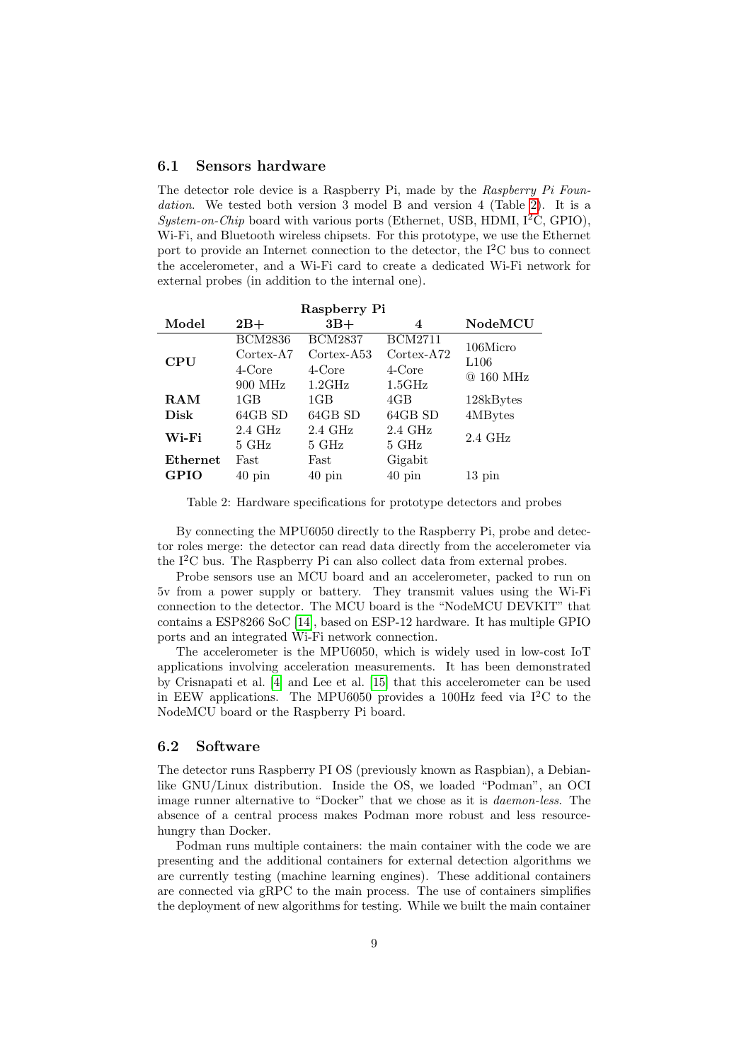### 6.1 Sensors hardware

The detector role device is a Raspberry Pi, made by the *Raspberry Pi Foundation*. We tested both version 3 model B and version 4 (Table 2). It is a *System-on-Chip* board with various ports (Ethernet, USB, HDMI, I$^2$C, GPIO), Wi-Fi, and Bluetooth wireless chipsets. For this prototype, we use the Ethernet port to provide an Internet connection to the detector, the I$^2$C bus to connect the accelerometer, and a Wi-Fi card to create a dedicated Wi-Fi network for external probes (in addition to the internal one).

| | Raspberry Pi | | | |
|---|---|---|---|---|
| **Model** | **2B+** | **3B+** | **4** | **NodeMCU** |
| **CPU** | BCM2836 Cortex-A7 4-Core 900 MHz | BCM2837 Cortex-A53 4-Core 1.2GHz | BCM2711 Cortex-A72 4-Core 1.5GHz | 106Micro L106 @ 160 MHz |
| **RAM** | 1GB | 1GB | 4GB | 128kBytes |
| **Disk** | 64GB SD | 64GB SD | 64GB SD | 4MBytes |
| **Wi-Fi** | 2.4 GHz 5 GHz | 2.4 GHz 5 GHz | 2.4 GHz 5 GHz | 2.4 GHz |
| **Ethernet** | Fast | Fast | Gigabit | |
| **GPIO** | 40 pin | 40 pin | 40 pin | 13 pin |

Table 2: Hardware specifications for prototype detectors and probes

By connecting the MPU6050 directly to the Raspberry Pi, probe and detector roles merge: the detector can read data directly from the accelerometer via the I$^2$C bus. The Raspberry Pi can also collect data from external probes.

Probe sensors use an MCU board and an accelerometer, packed to run on 5v from a power supply or battery. They transmit values using the Wi-Fi connection to the detector. The MCU board is the "NodeMCU DEVKIT" that contains a ESP8266 SoC [14], based on ESP-12 hardware. It has multiple GPIO ports and an integrated Wi-Fi network connection.

The accelerometer is the MPU6050, which is widely used in low-cost IoT applications involving acceleration measurements. It has been demonstrated by Crisnapati et al. [4] and Lee et al. [15] that this accelerometer can be used in EEW applications. The MPU6050 provides a 100Hz feed via I$^2$C to the NodeMCU board or the Raspberry Pi board.

### 6.2 Software

The detector runs Raspberry PI OS (previously known as Raspbian), a Debian-like GNU/Linux distribution. Inside the OS, we loaded "Podman", an OCI image runner alternative to "Docker" that we chose as it is *daemon-less*. The absence of a central process makes Podman more robust and less resource-hungry than Docker.

Podman runs multiple containers: the main container with the code we are presenting and the additional containers for external detection algorithms we are currently testing (machine learning engines). These additional containers are connected via gRPC to the main process. The use of containers simplifies the deployment of new algorithms for testing. While we built the main container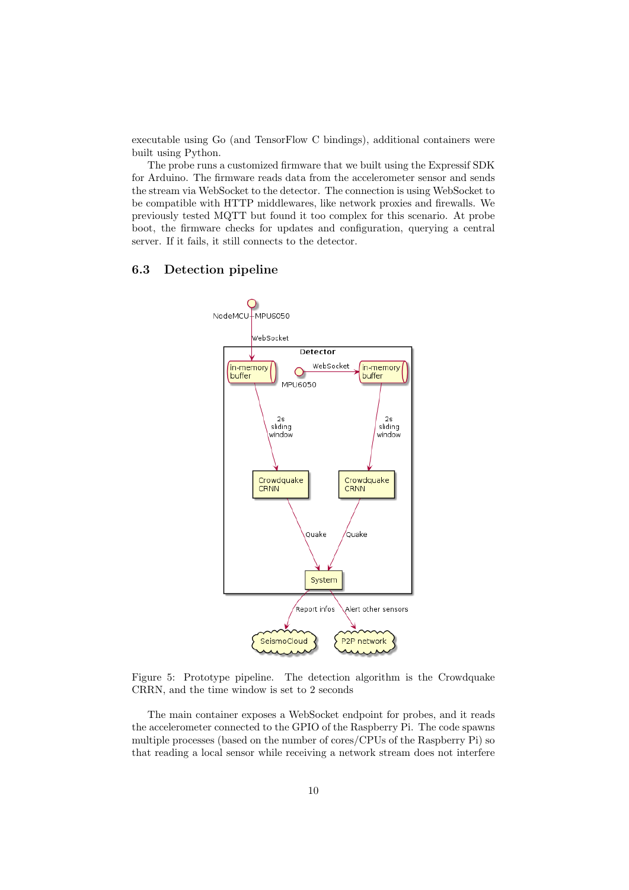executable using Go (and TensorFlow C bindings), additional containers were built using Python.

The probe runs a customized firmware that we built using the Expressif SDK for Arduino. The firmware reads data from the accelerometer sensor and sends the stream via WebSocket to the detector. The connection is using WebSocket to be compatible with HTTP middlewares, like network proxies and firewalls. We previously tested MQTT but found it too complex for this scenario. At probe boot, the firmware checks for updates and configuration, querying a central server. If it fails, it still connects to the detector.

## 6.3 Detection pipeline

Figure 5: Prototype pipeline. The detection algorithm is the Crowdquake CRRN, and the time window is set to 2 seconds

The main container exposes a WebSocket endpoint for probes, and it reads the accelerometer connected to the GPIO of the Raspberry Pi. The code spawns multiple processes (based on the number of cores/CPUs of the Raspberry Pi) so that reading a local sensor while receiving a network stream does not interfere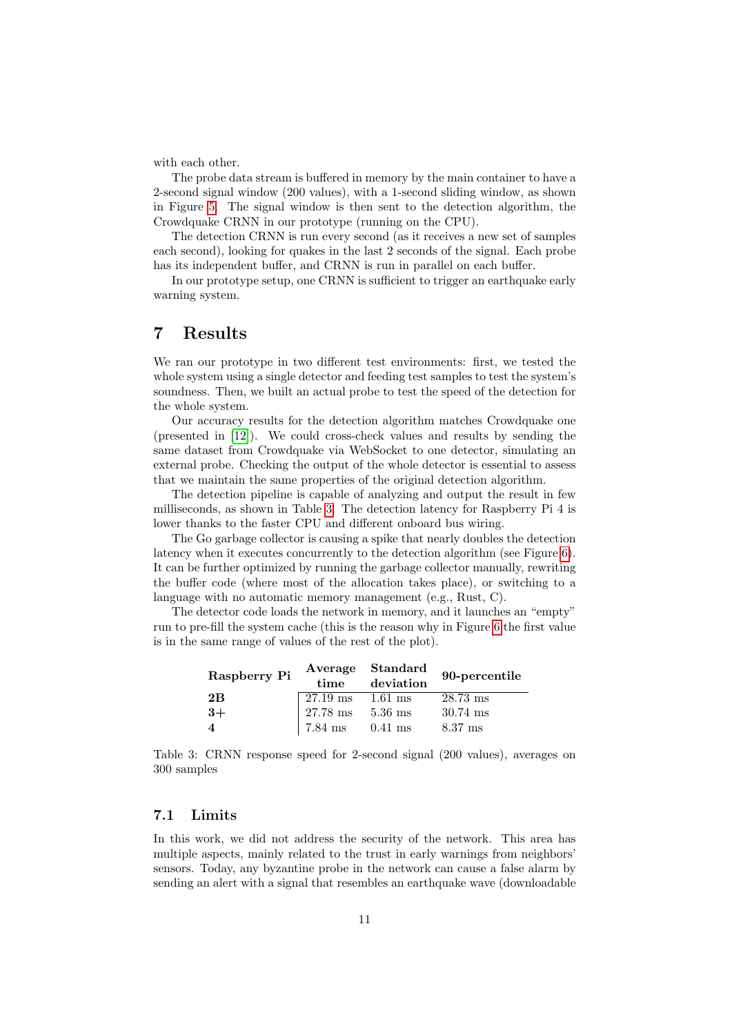with each other.

The probe data stream is buffered in memory by the main container to have a 2-second signal window (200 values), with a 1-second sliding window, as shown in Figure 5. The signal window is then sent to the detection algorithm, the Crowdquake CRNN in our prototype (running on the CPU).

The detection CRNN is run every second (as it receives a new set of samples each second), looking for quakes in the last 2 seconds of the signal. Each probe has its independent buffer, and CRNN is run in parallel on each buffer.

In our prototype setup, one CRNN is sufficient to trigger an earthquake early warning system.

# 7 Results

We ran our prototype in two different test environments: first, we tested the whole system using a single detector and feeding test samples to test the system's soundness. Then, we built an actual probe to test the speed of the detection for the whole system.

Our accuracy results for the detection algorithm matches Crowdquake one (presented in [12]). We could cross-check values and results by sending the same dataset from Crowdquake via WebSocket to one detector, simulating an external probe. Checking the output of the whole detector is essential to assess that we maintain the same properties of the original detection algorithm.

The detection pipeline is capable of analyzing and output the result in few milliseconds, as shown in Table 3. The detection latency for Raspberry Pi 4 is lower thanks to the faster CPU and different onboard bus wiring.

The Go garbage collector is causing a spike that nearly doubles the detection latency when it executes concurrently to the detection algorithm (see Figure 6). It can be further optimized by running the garbage collector manually, rewriting the buffer code (where most of the allocation takes place), or switching to a language with no automatic memory management (e.g., Rust, C).

The detector code loads the network in memory, and it launches an "empty" run to pre-fill the system cache (this is the reason why in Figure 6 the first value is in the same range of values of the rest of the plot).

| Raspberry Pi | Average time | Standard deviation | 90-percentile |
|---|---|---|---|
| **2B** | 27.19 ms | 1.61 ms | 28.73 ms |
| **3+** | 27.78 ms | 5.36 ms | 30.74 ms |
| **4** | 7.84 ms | 0.41 ms | 8.37 ms |

Table 3: CRNN response speed for 2-second signal (200 values), averages on 300 samples

## 7.1 Limits

In this work, we did not address the security of the network. This area has multiple aspects, mainly related to the trust in early warnings from neighbors' sensors. Today, any byzantine probe in the network can cause a false alarm by sending an alert with a signal that resembles an earthquake wave (downloadable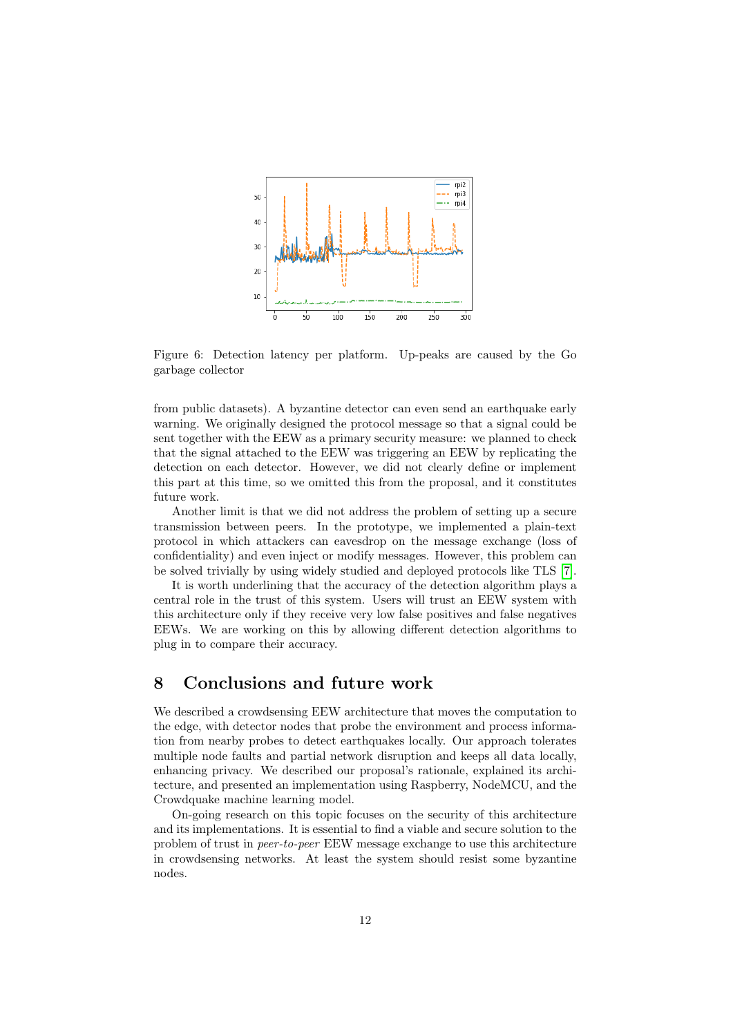Figure 6: Detection latency per platform. Up-peaks are caused by the Go garbage collector

from public datasets). A byzantine detector can even send an earthquake early warning. We originally designed the protocol message so that a signal could be sent together with the EEW as a primary security measure: we planned to check that the signal attached to the EEW was triggering an EEW by replicating the detection on each detector. However, we did not clearly define or implement this part at this time, so we omitted this from the proposal, and it constitutes future work.

Another limit is that we did not address the problem of setting up a secure transmission between peers. In the prototype, we implemented a plain-text protocol in which attackers can eavesdrop on the message exchange (loss of confidentiality) and even inject or modify messages. However, this problem can be solved trivially by using widely studied and deployed protocols like TLS [7].

It is worth underlining that the accuracy of the detection algorithm plays a central role in the trust of this system. Users will trust an EEW system with this architecture only if they receive very low false positives and false negatives EEWs. We are working on this by allowing different detection algorithms to plug in to compare their accuracy.

# 8 Conclusions and future work

We described a crowdsensing EEW architecture that moves the computation to the edge, with detector nodes that probe the environment and process information from nearby probes to detect earthquakes locally. Our approach tolerates multiple node faults and partial network disruption and keeps all data locally, enhancing privacy. We described our proposal's rationale, explained its architecture, and presented an implementation using Raspberry, NodeMCU, and the Crowdquake machine learning model.

On-going research on this topic focuses on the security of this architecture and its implementations. It is essential to find a viable and secure solution to the problem of trust in *peer-to-peer* EEW message exchange to use this architecture in crowdsensing networks. At least the system should resist some byzantine nodes.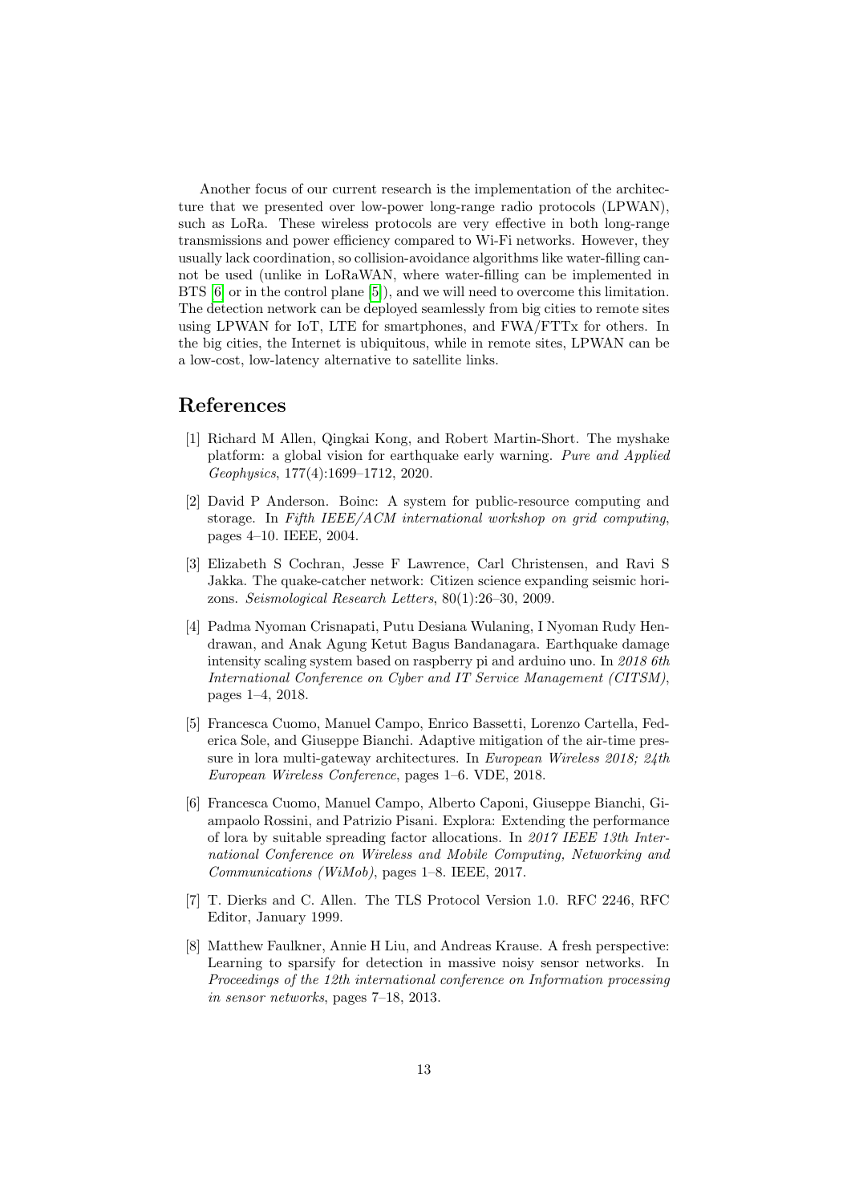Another focus of our current research is the implementation of the architecture that we presented over low-power long-range radio protocols (LPWAN), such as LoRa. These wireless protocols are very effective in both long-range transmissions and power efficiency compared to Wi-Fi networks. However, they usually lack coordination, so collision-avoidance algorithms like water-filling cannot be used (unlike in LoRaWAN, where water-filling can be implemented in BTS [6] or in the control plane [5]), and we will need to overcome this limitation. The detection network can be deployed seamlessly from big cities to remote sites using LPWAN for IoT, LTE for smartphones, and FWA/FTTx for others. In the big cities, the Internet is ubiquitous, while in remote sites, LPWAN can be a low-cost, low-latency alternative to satellite links.

## References

[1] Richard M Allen, Qingkai Kong, and Robert Martin-Short. The myshake platform: a global vision for earthquake early warning. *Pure and Applied Geophysics*, 177(4):1699–1712, 2020.

[2] David P Anderson. Boinc: A system for public-resource computing and storage. In *Fifth IEEE/ACM international workshop on grid computing*, pages 4–10. IEEE, 2004.

[3] Elizabeth S Cochran, Jesse F Lawrence, Carl Christensen, and Ravi S Jakka. The quake-catcher network: Citizen science expanding seismic horizons. *Seismological Research Letters*, 80(1):26–30, 2009.

[4] Padma Nyoman Crisnapati, Putu Desiana Wulaning, I Nyoman Rudy Hendrawan, and Anak Agung Ketut Bagus Bandanagara. Earthquake damage intensity scaling system based on raspberry pi and arduino uno. In *2018 6th International Conference on Cyber and IT Service Management (CITSM)*, pages 1–4, 2018.

[5] Francesca Cuomo, Manuel Campo, Enrico Bassetti, Lorenzo Cartella, Federica Sole, and Giuseppe Bianchi. Adaptive mitigation of the air-time pressure in lora multi-gateway architectures. In *European Wireless 2018; 24th European Wireless Conference*, pages 1–6. VDE, 2018.

[6] Francesca Cuomo, Manuel Campo, Alberto Caponi, Giuseppe Bianchi, Giampaolo Rossini, and Patrizio Pisani. Explora: Extending the performance of lora by suitable spreading factor allocations. In *2017 IEEE 13th International Conference on Wireless and Mobile Computing, Networking and Communications (WiMob)*, pages 1–8. IEEE, 2017.

[7] T. Dierks and C. Allen. The TLS Protocol Version 1.0. RFC 2246, RFC Editor, January 1999.

[8] Matthew Faulkner, Annie H Liu, and Andreas Krause. A fresh perspective: Learning to sparsify for detection in massive noisy sensor networks. In *Proceedings of the 12th international conference on Information processing in sensor networks*, pages 7–18, 2013.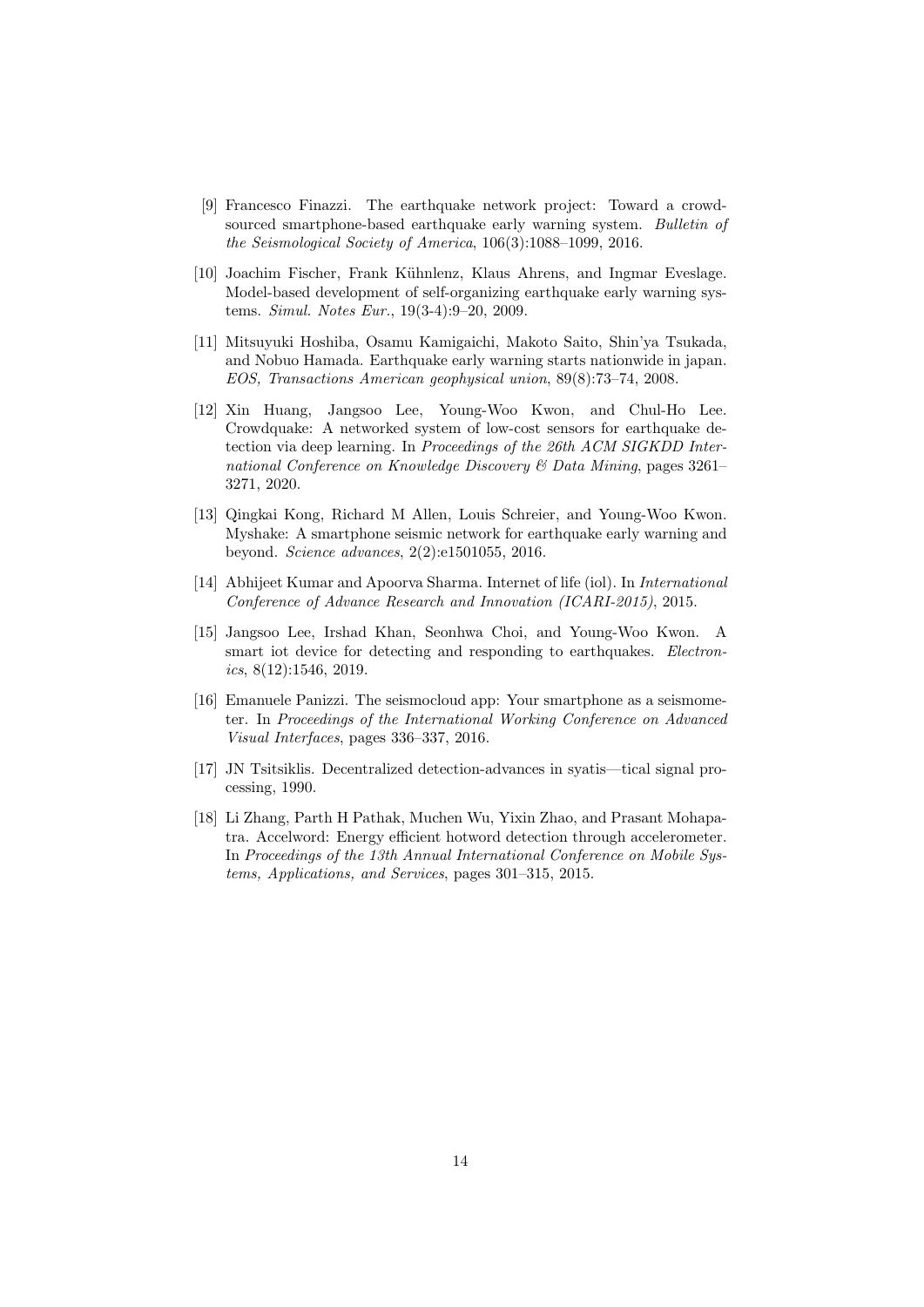[9] Francesco Finazzi. The earthquake network project: Toward a crowd-sourced smartphone-based earthquake early warning system. *Bulletin of the Seismological Society of America*, 106(3):1088–1099, 2016.

[10] Joachim Fischer, Frank Kühnlenz, Klaus Ahrens, and Ingmar Eveslage. Model-based development of self-organizing earthquake early warning systems. *Simul. Notes Eur.*, 19(3-4):9–20, 2009.

[11] Mitsuyuki Hoshiba, Osamu Kamigaichi, Makoto Saito, Shin'ya Tsukada, and Nobuo Hamada. Earthquake early warning starts nationwide in japan. *EOS, Transactions American geophysical union*, 89(8):73–74, 2008.

[12] Xin Huang, Jangsoo Lee, Young-Woo Kwon, and Chul-Ho Lee. Crowdquake: A networked system of low-cost sensors for earthquake detection via deep learning. In *Proceedings of the 26th ACM SIGKDD International Conference on Knowledge Discovery & Data Mining*, pages 3261–3271, 2020.

[13] Qingkai Kong, Richard M Allen, Louis Schreier, and Young-Woo Kwon. Myshake: A smartphone seismic network for earthquake early warning and beyond. *Science advances*, 2(2):e1501055, 2016.

[14] Abhijeet Kumar and Apoorva Sharma. Internet of life (iol). In *International Conference of Advance Research and Innovation (ICARI-2015)*, 2015.

[15] Jangsoo Lee, Irshad Khan, Seonhwa Choi, and Young-Woo Kwon. A smart iot device for detecting and responding to earthquakes. *Electronics*, 8(12):1546, 2019.

[16] Emanuele Panizzi. The seismocloud app: Your smartphone as a seismometer. In *Proceedings of the International Working Conference on Advanced Visual Interfaces*, pages 336–337, 2016.

[17] JN Tsitsiklis. Decentralized detection-advances in syatis—tical signal processing, 1990.

[18] Li Zhang, Parth H Pathak, Muchen Wu, Yixin Zhao, and Prasant Mohapatra. Accelword: Energy efficient hotword detection through accelerometer. In *Proceedings of the 13th Annual International Conference on Mobile Systems, Applications, and Services*, pages 301–315, 2015.